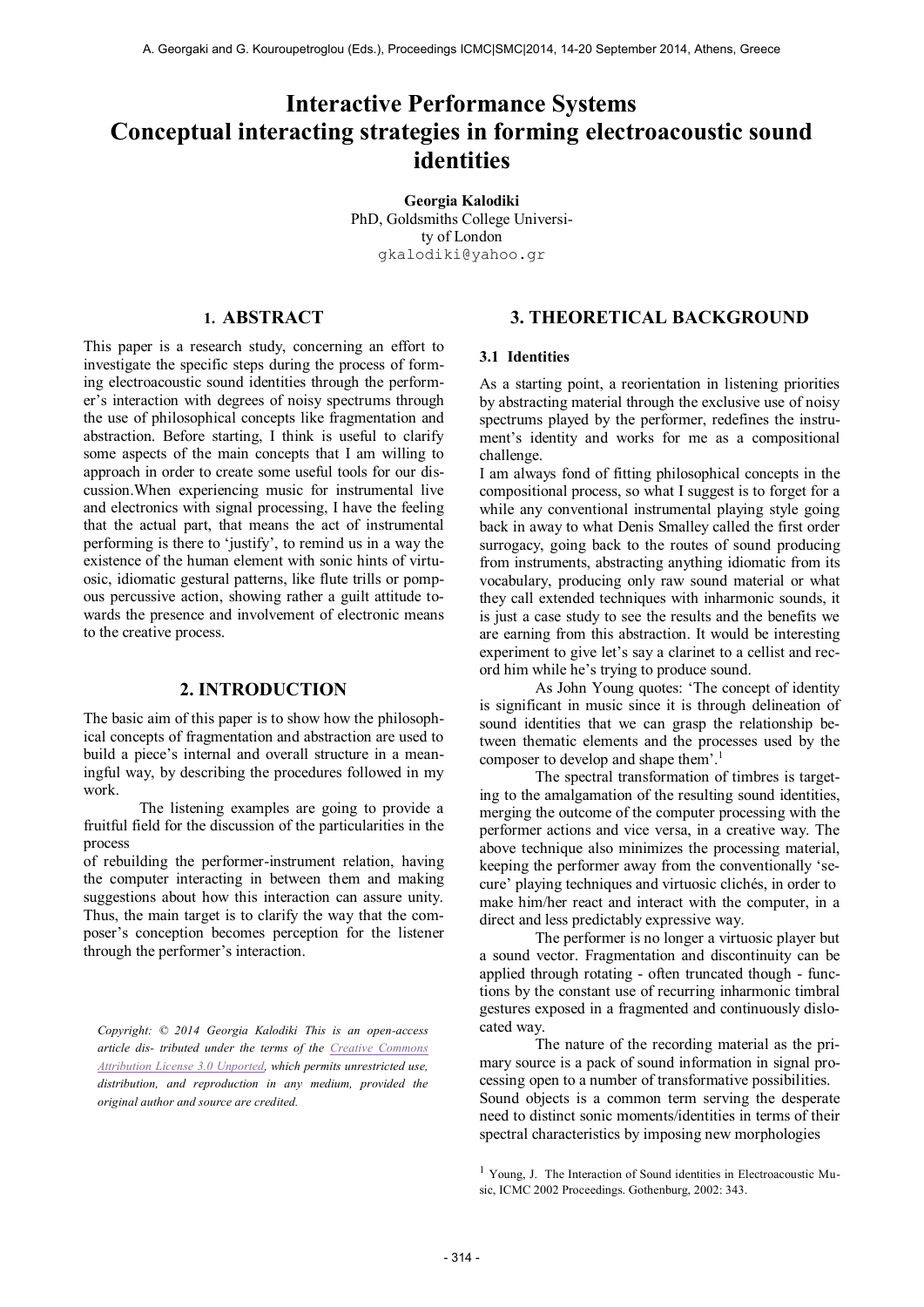# Interactive Performance Systems
# Conceptual interacting strategies in forming electroacoustic sound identities

**Georgia Kalodiki**
PhD, Goldsmiths College University of London
gkalodiki@yahoo.gr

## 1. ABSTRACT

This paper is a research study, concerning an effort to investigate the specific steps during the process of forming electroacoustic sound identities through the performer's interaction with degrees of noisy spectrums through the use of philosophical concepts like fragmentation and abstraction. Before starting, I think is useful to clarify some aspects of the main concepts that I am willing to approach in order to create some useful tools for our discussion.When experiencing music for instrumental live and electronics with signal processing, I have the feeling that the actual part, that means the act of instrumental performing is there to 'justify', to remind us in a way the existence of the human element with sonic hints of virtuosic, idiomatic gestural patterns, like flute trills or pompous percussive action, showing rather a guilt attitude towards the presence and involvement of electronic means to the creative process.

## 2. INTRODUCTION

The basic aim of this paper is to show how the philosophical concepts of fragmentation and abstraction are used to build a piece's internal and overall structure in a meaningful way, by describing the procedures followed in my work.

The listening examples are going to provide a fruitful field for the discussion of the particularities in the process

of rebuilding the performer-instrument relation, having the computer interacting in between them and making suggestions about how this interaction can assure unity. Thus, the main target is to clarify the way that the composer's conception becomes perception for the listener through the performer's interaction.

*Copyright: © 2014 Georgia Kalodiki This is an open-access article dis- tributed under the terms of the Creative Commons Attribution License 3.0 Unported, which permits unrestricted use, distribution, and reproduction in any medium, provided the original author and source are credited.*

## 3. THEORETICAL BACKGROUND

### 3.1 Identities

As a starting point, a reorientation in listening priorities by abstracting material through the exclusive use of noisy spectrums played by the performer, redefines the instrument's identity and works for me as a compositional challenge.

I am always fond of fitting philosophical concepts in the compositional process, so what I suggest is to forget for a while any conventional instrumental playing style going back in away to what Denis Smalley called the first order surrogacy, going back to the routes of sound producing from instruments, abstracting anything idiomatic from its vocabulary, producing only raw sound material or what they call extended techniques with inharmonic sounds, it is just a case study to see the results and the benefits we are earning from this abstraction. It would be interesting experiment to give let's say a clarinet to a cellist and record him while he's trying to produce sound.

As John Young quotes: 'The concept of identity is significant in music since it is through delineation of sound identities that we can grasp the relationship between thematic elements and the processes used by the composer to develop and shape them'.[1]

The spectral transformation of timbres is targeting to the amalgamation of the resulting sound identities, merging the outcome of the computer processing with the performer actions and vice versa, in a creative way. The above technique also minimizes the processing material, keeping the performer away from the conventionally 'secure' playing techniques and virtuosic clichés, in order to make him/her react and interact with the computer, in a direct and less predictably expressive way.

The performer is no longer a virtuosic player but a sound vector. Fragmentation and discontinuity can be applied through rotating - often truncated though - functions by the constant use of recurring inharmonic timbral gestures exposed in a fragmented and continuously dislocated way.

The nature of the recording material as the primary source is a pack of sound information in signal processing open to a number of transformative possibilities. Sound objects is a common term serving the desperate need to distinct sonic moments/identities in terms of their spectral characteristics by imposing new morphologies

[1] Young, J. The Interaction of Sound identities in Electroacoustic Music, ICMC 2002 Proceedings. Gothenburg, 2002: 343.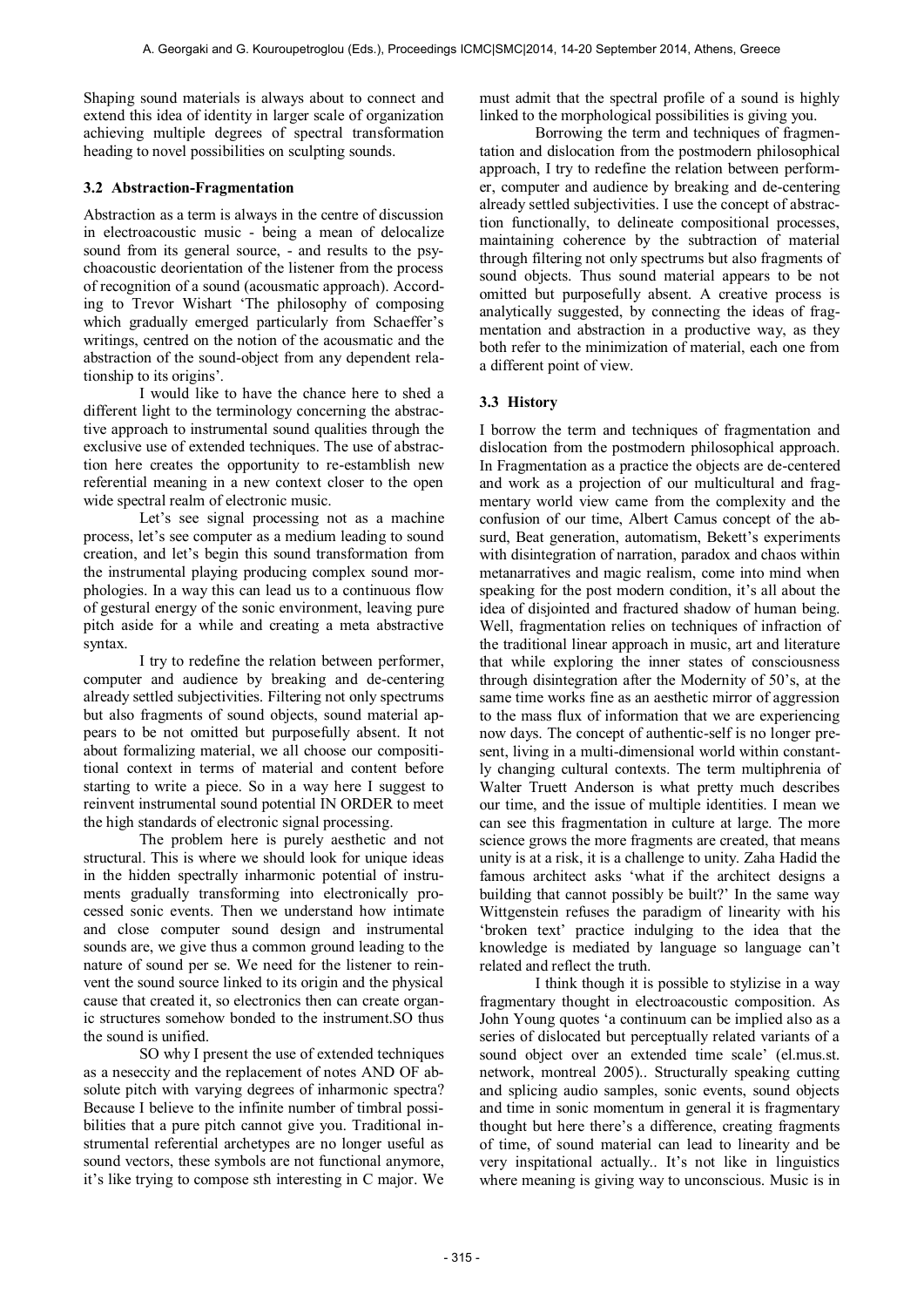Shaping sound materials is always about to connect and extend this idea of identity in larger scale of organization achieving multiple degrees of spectral transformation heading to novel possibilities on sculpting sounds.

### 3.2 Abstraction-Fragmentation

Abstraction as a term is always in the centre of discussion in electroacoustic music - being a mean of delocalize sound from its general source, - and results to the psychoacoustic deorientation of the listener from the process of recognition of a sound (acousmatic approach). According to Trevor Wishart 'The philosophy of composing which gradually emerged particularly from Schaeffer's writings, centred on the notion of the acousmatic and the abstraction of the sound-object from any dependent relationship to its origins'.

I would like to have the chance here to shed a different light to the terminology concerning the abstractive approach to instrumental sound qualities through the exclusive use of extended techniques. The use of abstraction here creates the opportunity to re-estamblish new referential meaning in a new context closer to the open wide spectral realm of electronic music.

Let's see signal processing not as a machine process, let's see computer as a medium leading to sound creation, and let's begin this sound transformation from the instrumental playing producing complex sound morphologies. In a way this can lead us to a continuous flow of gestural energy of the sonic environment, leaving pure pitch aside for a while and creating a meta abstractive syntax.

I try to redefine the relation between performer, computer and audience by breaking and de-centering already settled subjectivities. Filtering not only spectrums but also fragments of sound objects, sound material appears to be not omitted but purposefully absent. It not about formalizing material, we all choose our compositional context in terms of material and content before starting to write a piece. So in a way here I suggest to reinvent instrumental sound potential IN ORDER to meet the high standards of electronic signal processing.

The problem here is purely aesthetic and not structural. This is where we should look for unique ideas in the hidden spectrally inharmonic potential of instruments gradually transforming into electronically processed sonic events. Then we understand how intimate and close computer sound design and instrumental sounds are, we give thus a common ground leading to the nature of sound per se. We need for the listener to reinvent the sound source linked to its origin and the physical cause that created it, so electronics then can create organic structures somehow bonded to the instrument.SO thus the sound is unified.

SO why I present the use of extended techniques as a neseccity and the replacement of notes AND OF absolute pitch with varying degrees of inharmonic spectra? Because I believe to the infinite number of timbral possibilities that a pure pitch cannot give you. Traditional instrumental referential archetypes are no longer useful as sound vectors, these symbols are not functional anymore, it's like trying to compose sth interesting in C major. We must admit that the spectral profile of a sound is highly linked to the morphological possibilities is giving you.

Borrowing the term and techniques of fragmentation and dislocation from the postmodern philosophical approach, I try to redefine the relation between performer, computer and audience by breaking and de-centering already settled subjectivities. I use the concept of abstraction functionally, to delineate compositional processes, maintaining coherence by the subtraction of material through filtering not only spectrums but also fragments of sound objects. Thus sound material appears to be not omitted but purposefully absent. A creative process is analytically suggested, by connecting the ideas of fragmentation and abstraction in a productive way, as they both refer to the minimization of material, each one from a different point of view.

### 3.3 History

I borrow the term and techniques of fragmentation and dislocation from the postmodern philosophical approach. In Fragmentation as a practice the objects are de-centered and work as a projection of our multicultural and fragmentary world view came from the complexity and the confusion of our time, Albert Camus concept of the absurd, Beat generation, automatism, Bekett's experiments with disintegration of narration, paradox and chaos within metanarratives and magic realism, come into mind when speaking for the post modern condition, it's all about the idea of disjointed and fractured shadow of human being. Well, fragmentation relies on techniques of infraction of the traditional linear approach in music, art and literature that while exploring the inner states of consciousness through disintegration after the Modernity of 50's, at the same time works fine as an aesthetic mirror of aggression to the mass flux of information that we are experiencing now days. The concept of authentic-self is no longer present, living in a multi-dimensional world within constantly changing cultural contexts. The term multiphrenia of Walter Truett Anderson is what pretty much describes our time, and the issue of multiple identities. I mean we can see this fragmentation in culture at large. The more science grows the more fragments are created, that means unity is at a risk, it is a challenge to unity. Zaha Hadid the famous architect asks 'what if the architect designs a building that cannot possibly be built?' In the same way Wittgenstein refuses the paradigm of linearity with his 'broken text' practice indulging to the idea that the knowledge is mediated by language so language can't related and reflect the truth.

I think though it is possible to stylizise in a way fragmentary thought in electroacoustic composition. As John Young quotes 'a continuum can be implied also as a series of dislocated but perceptually related variants of a sound object over an extended time scale' (el.mus.st. network, montreal 2005).. Structurally speaking cutting and splicing audio samples, sonic events, sound objects and time in sonic momentum in general it is fragmentary thought but here there's a difference, creating fragments of time, of sound material can lead to linearity and be very inspitational actually.. It's not like in linguistics where meaning is giving way to unconscious. Music is in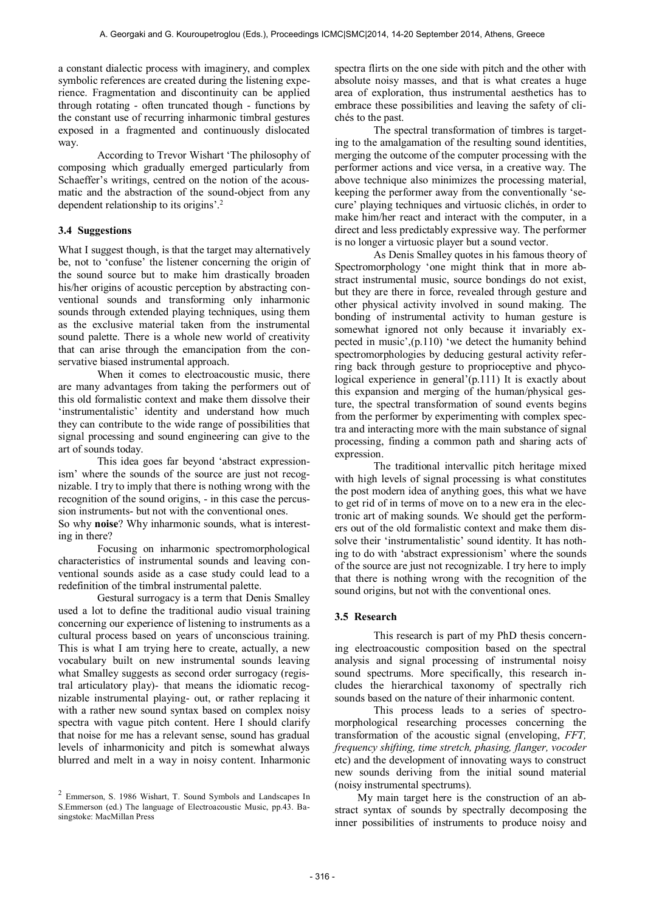a constant dialectic process with imaginery, and complex symbolic references are created during the listening experience. Fragmentation and discontinuity can be applied through rotating - often truncated though - functions by the constant use of recurring inharmonic timbral gestures exposed in a fragmented and continuously dislocated way.

According to Trevor Wishart 'The philosophy of composing which gradually emerged particularly from Schaeffer's writings, centred on the notion of the acousmatic and the abstraction of the sound-object from any dependent relationship to its origins'.[2]

### 3.4 Suggestions

What I suggest though, is that the target may alternatively be, not to 'confuse' the listener concerning the origin of the sound source but to make him drastically broaden his/her origins of acoustic perception by abstracting conventional sounds and transforming only inharmonic sounds through extended playing techniques, using them as the exclusive material taken from the instrumental sound palette. There is a whole new world of creativity that can arise through the emancipation from the conservative biased instrumental approach.

When it comes to electroacoustic music, there are many advantages from taking the performers out of this old formalistic context and make them dissolve their 'instrumentalistic' identity and understand how much they can contribute to the wide range of possibilities that signal processing and sound engineering can give to the art of sounds today.

This idea goes far beyond 'abstract expressionism' where the sounds of the source are just not recognizable. I try to imply that there is nothing wrong with the recognition of the sound origins, - in this case the percussion instruments- but not with the conventional ones.

So why **noise**? Why inharmonic sounds, what is interesting in there?

Focusing on inharmonic spectromorphological characteristics of instrumental sounds and leaving conventional sounds aside as a case study could lead to a redefinition of the timbral instrumental palette.

Gestural surrogacy is a term that Denis Smalley used a lot to define the traditional audio visual training concerning our experience of listening to instruments as a cultural process based on years of unconscious training. This is what I am trying here to create, actually, a new vocabulary built on new instrumental sounds leaving what Smalley suggests as second order surrogacy (registral articulatory play)- that means the idiomatic recognizable instrumental playing- out, or rather replacing it with a rather new sound syntax based on complex noisy spectra with vague pitch content. Here I should clarify that noise for me has a relevant sense, sound has gradual levels of inharmonicity and pitch is somewhat always blurred and melt in a way in noisy content. Inharmonic spectra flirts on the one side with pitch and the other with absolute noisy masses, and that is what creates a huge area of exploration, thus instrumental aesthetics has to embrace these possibilities and leaving the safety of clichés to the past.

The spectral transformation of timbres is targeting to the amalgamation of the resulting sound identities, merging the outcome of the computer processing with the performer actions and vice versa, in a creative way. The above technique also minimizes the processing material, keeping the performer away from the conventionally 'secure' playing techniques and virtuosic clichés, in order to make him/her react and interact with the computer, in a direct and less predictably expressive way. The performer is no longer a virtuosic player but a sound vector.

As Denis Smalley quotes in his famous theory of Spectromorphology 'one might think that in more abstract instrumental music, source bondings do not exist, but they are there in force, revealed through gesture and other physical activity involved in sound making. The bonding of instrumental activity to human gesture is somewhat ignored not only because it invariably expected in music',(p.110) 'we detect the humanity behind spectromorphologies by deducing gestural activity referring back through gesture to proprioceptive and phycological experience in general'(p.111) It is exactly about this expansion and merging of the human/physical gesture, the spectral transformation of sound events begins from the performer by experimenting with complex spectra and interacting more with the main substance of signal processing, finding a common path and sharing acts of expression.

The traditional intervallic pitch heritage mixed with high levels of signal processing is what constitutes the post modern idea of anything goes, this what we have to get rid of in terms of move on to a new era in the electronic art of making sounds. We should get the performers out of the old formalistic context and make them dissolve their 'instrumentalistic' sound identity. It has nothing to do with 'abstract expressionism' where the sounds of the source are just not recognizable. I try here to imply that there is nothing wrong with the recognition of the sound origins, but not with the conventional ones.

### 3.5 Research

This research is part of my PhD thesis concerning electroacoustic composition based on the spectral analysis and signal processing of instrumental noisy sound spectrums. More specifically, this research includes the hierarchical taxonomy of spectrally rich sounds based on the nature of their inharmonic content.

This process leads to a series of spectromorphological researching processes concerning the transformation of the acoustic signal (enveloping, *FFT, frequency shifting, time stretch, phasing, flanger, vocoder* etc) and the development of innovating ways to construct new sounds deriving from the initial sound material (noisy instrumental spectrums).

My main target here is the construction of an abstract syntax of sounds by spectrally decomposing the inner possibilities of instruments to produce noisy and

[2] Emmerson, S. 1986 Wishart, T. Sound Symbols and Landscapes In S.Emmerson (ed.) The language of Electroacoustic Music, pp.43. Basingstoke: MacMillan Press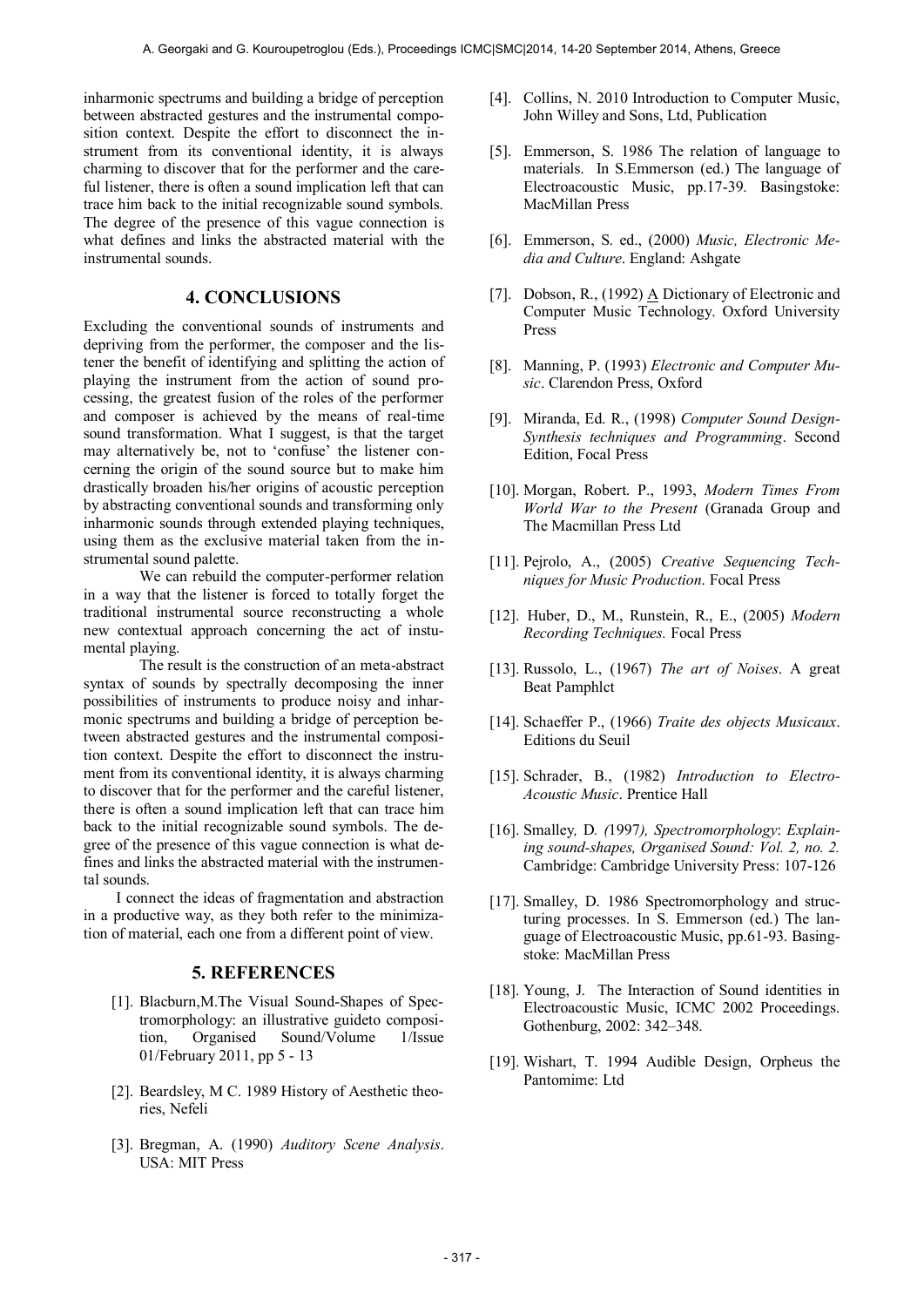inharmonic spectrums and building a bridge of perception between abstracted gestures and the instrumental composition context. Despite the effort to disconnect the instrument from its conventional identity, it is always charming to discover that for the performer and the careful listener, there is often a sound implication left that can trace him back to the initial recognizable sound symbols. The degree of the presence of this vague connection is what defines and links the abstracted material with the instrumental sounds.

## 4. CONCLUSIONS

Excluding the conventional sounds of instruments and depriving from the performer, the composer and the listener the benefit of identifying and splitting the action of playing the instrument from the action of sound processing, the greatest fusion of the roles of the performer and composer is achieved by the means of real-time sound transformation. What I suggest, is that the target may alternatively be, not to 'confuse' the listener concerning the origin of the sound source but to make him drastically broaden his/her origins of acoustic perception by abstracting conventional sounds and transforming only inharmonic sounds through extended playing techniques, using them as the exclusive material taken from the instrumental sound palette.

We can rebuild the computer-performer relation in a way that the listener is forced to totally forget the traditional instrumental source reconstructing a whole new contextual approach concerning the act of instumental playing.

The result is the construction of an meta-abstract syntax of sounds by spectrally decomposing the inner possibilities of instruments to produce noisy and inharmonic spectrums and building a bridge of perception between abstracted gestures and the instrumental composition context. Despite the effort to disconnect the instrument from its conventional identity, it is always charming to discover that for the performer and the careful listener, there is often a sound implication left that can trace him back to the initial recognizable sound symbols. The degree of the presence of this vague connection is what defines and links the abstracted material with the instrumental sounds.

I connect the ideas of fragmentation and abstraction in a productive way, as they both refer to the minimization of material, each one from a different point of view.

## 5. REFERENCES

[1]. Blacburn,M.The Visual Sound-Shapes of Spectromorphology: an illustrative guideto composition, Organised Sound/Volume 1/Issue 01/February 2011, pp 5 - 13

[2]. Beardsley, M C. 1989 History of Aesthetic theories, Nefeli

[3]. Bregman, A. (1990) *Auditory Scene Analysis*. USA: MIT Press

[4]. Collins, N. 2010 Introduction to Computer Music, John Willey and Sons, Ltd, Publication

[5]. Emmerson, S. 1986 The relation of language to materials. In S.Emmerson (ed.) The language of Electroacoustic Music, pp.17-39. Basingstoke: MacMillan Press

[6]. Emmerson, S. ed., (2000) *Music, Electronic Media and Culture*. England: Ashgate

[7]. Dobson, R., (1992) A Dictionary of Electronic and Computer Music Technology. Oxford University Press

[8]. Manning, P. (1993) *Electronic and Computer Music*. Clarendon Press, Oxford

[9]. Miranda, Ed. R., (1998) *Computer Sound Design-Synthesis techniques and Programming*. Second Edition, Focal Press

[10]. Morgan, Robert. P., 1993, *Modern Times From World War to the Present* (Granada Group and The Macmillan Press Ltd

[11]. Pejrolo, A., (2005) *Creative Sequencing Techniques for Music Production*. Focal Press

[12]. Huber, D., M., Runstein, R., E., (2005) *Modern Recording Techniques.* Focal Press

[13]. Russolo, L., (1967) *The art of Noises*. A great Beat Pamphlct

[14]. Schaeffer P., (1966) *Traite des objects Musicaux*. Editions du Seuil

[15]. Schrader, B., (1982) *Introduction to Electro-Acoustic Music*. Prentice Hall

[16]. Smalley, D. (1997), *Spectromorphology: Explaining sound-shapes, Organised Sound: Vol. 2, no. 2.* Cambridge: Cambridge University Press: 107-126

[17]. Smalley, D. 1986 Spectromorphology and structuring processes. In S. Emmerson (ed.) The language of Electroacoustic Music, pp.61-93. Basingstoke: MacMillan Press

[18]. Young, J. The Interaction of Sound identities in Electroacoustic Music, ICMC 2002 Proceedings. Gothenburg, 2002: 342–348.

[19]. Wishart, T. 1994 Audible Design, Orpheus the Pantomime: Ltd